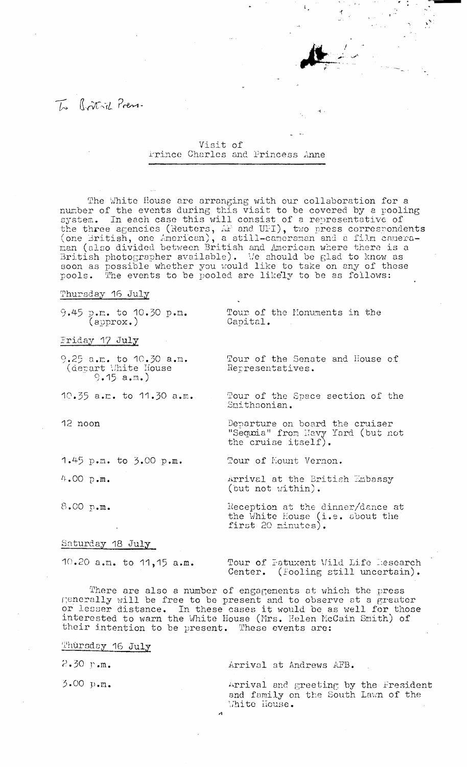To British Press.

## Visit of Prince Charles and Princess Anne

The White House are arranging with our collaboration for a number of the events during this visit to be covered by a pooling system. In each case this will consist of a representative of the three agencies (Reuters, AP and UPI), two press correspondents (one British, one American), a still-cameraman and a film cameraman (also divided between British and American where there is a British photographer available). We should be glad to know as soon as possible whether you would like to take on any of these pools. The events to be pooled are likely to be as follows:

Thursday 16 July

| | |
|---|---|
| 9.45 p.m. to 10.30 p.m. (approx.) | Tour of the Monuments in the Capital. |

Friday 17 July

| | |
|---|---|
| 9.25 a.m. to 10.30 a.m. (depart White House 9.15 a.m.) | Tour of the Senate and House of Representatives. |
| 10.35 a.m. to 11.30 a.m. | Tour of the Space section of the Smithsonian. |
| 12 noon | Departure on board the cruiser "Sequoia" from Navy Yard (but not the cruise itself). |
| 1.45 p.m. to 3.00 p.m. | Tour of Mount Vernon. |
| 4.00 p.m. | Arrival at the British Embassy (but not within). |
| 8.00 p.m. | Reception at the dinner/dance at the White House (i.e. about the first 20 minutes). |

Saturday 18 July

| | |
|---|---|
| 10.20 a.m. to 11,15 a.m. | Tour of Patuxent Wild Life Research Center. (Pooling still uncertain). |

There are also a number of engagements at which the press generally will be free to be present and to observe at a greater or lesser distance. In these cases it would be as well for those interested to warn the White House (Mrs. Helen McCain Smith) of their intention to be present. These events are:

Thursday 16 July

| | |
|---|---|
| 2.30 p.m. | Arrival at Andrews AFB. |
| 3.00 p.m. | Arrival and greeting by the President and family on the South Lawn of the White House. |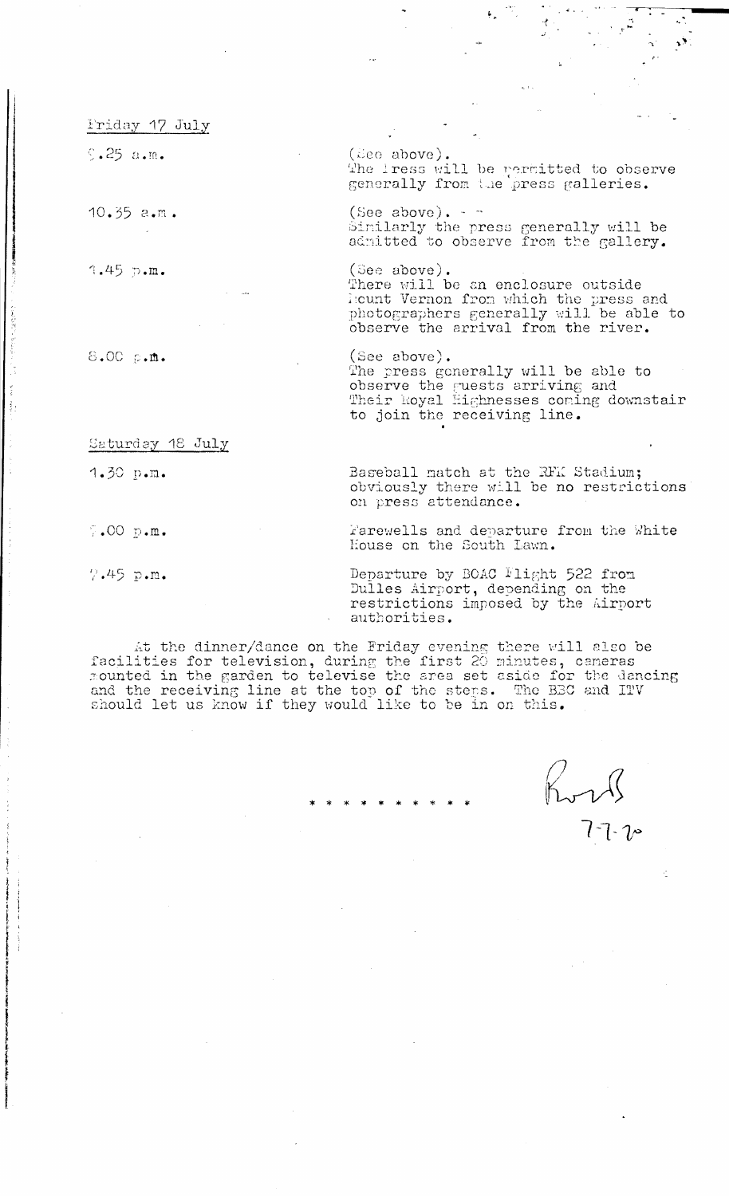Friday 17 July

| | |
|---|---|
| 9.25 a.m. | (See above). The Press will be permitted to observe generally from the press galleries. |
| 10.35 a.m. | (See above). - - Similarly the press generally will be admitted to observe from the gallery. |
| 1.45 p.m. | (See above). There will be an enclosure outside Mount Vernon from which the press and photographers generally will be able to observe the arrival from the river. |
| 8.00 p.m. | (See above). The press generally will be able to observe the guests arriving and Their Royal Highnesses coming downstair to join the receiving line. |

Saturday 18 July

| | |
|---|---|
| 1.30 p.m. | Baseball match at the RFK Stadium; obviously there will be no restrictions on press attendance. |
| 7.00 p.m. | Farewells and departure from the White House on the South Lawn. |
| 7.45 p.m. | Departure by BOAC Flight 522 from Dulles Airport, depending on the restrictions imposed by the Airport authorities. |

At the dinner/dance on the Friday evening there will also be facilities for television, during the first 20 minutes, cameras mounted in the garden to televise the area set aside for the dancing and the receiving line at the top of the steps. The BBC and ITV should let us know if they would like to be in on this.

* * * * * * * * * * *

7-7-70